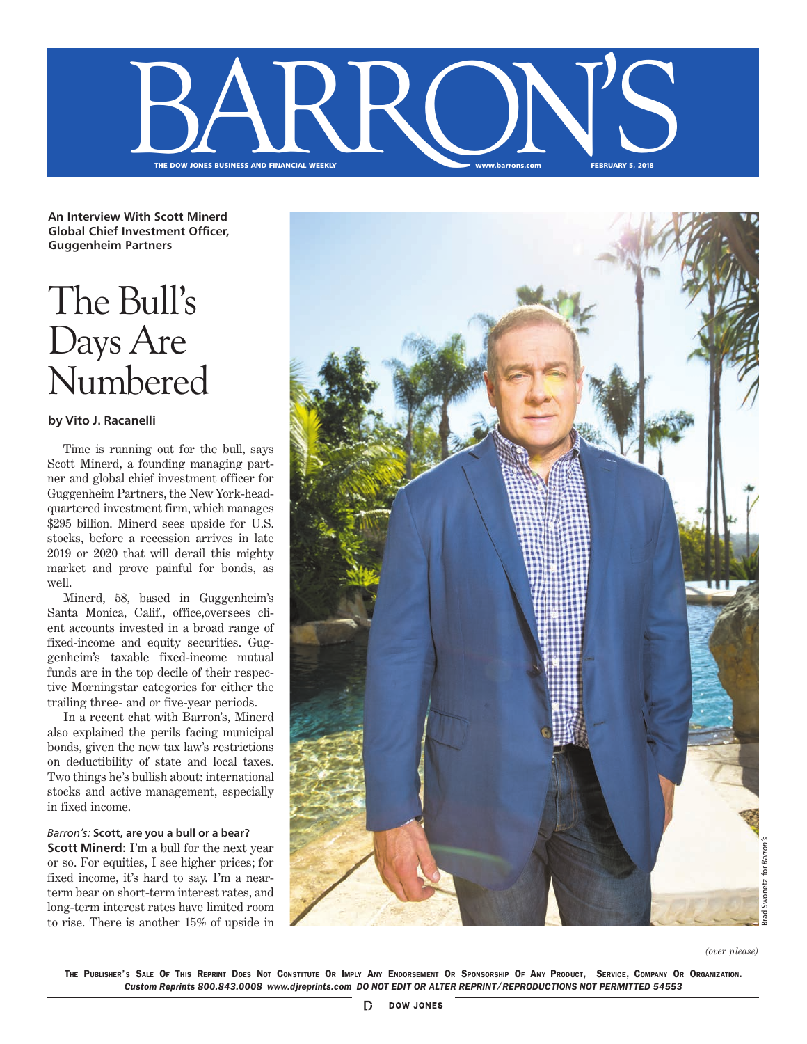# BARRON'S

THE DOW JONES BUSINESS AND FINANCIAL WEEKLY www.barrons.com FEBRUARY 5, 2018

**An Interview With Scott Minerd Global Chief Investment Officer, Guggenheim Partners**

# The Bull's Days Are Numbered

**by Vito J. Racanelli**

Time is running out for the bull, says Scott Minerd, a founding managing partner and global chief investment officer for Guggenheim Partners, the New York-headquartered investment firm, which manages $295 billion. Minerd sees upside for U.S. stocks, before a recession arrives in late 2019 or 2020 that will derail this mighty market and prove painful for bonds, as well.

Minerd, 58, based in Guggenheim's Santa Monica, Calif., office,oversees client accounts invested in a broad range of fixed-income and equity securities. Guggenheim's taxable fixed-income mutual funds are in the top decile of their respective Morningstar categories for either the trailing three- and or five-year periods.

In a recent chat with Barron's, Minerd also explained the perils facing municipal bonds, given the new tax law's restrictions on deductibility of state and local taxes. Two things he's bullish about: international stocks and active management, especially in fixed income.

*Barron's:* **Scott, are you a bull or a bear?**

**Scott Minerd:** I'm a bull for the next year or so. For equities, I see higher prices; for fixed income, it's hard to say. I'm a near-term bear on short-term interest rates, and long-term interest rates have limited room to rise. There is another 15% of upside in

Brad Swonetz for *Barron's*

*(over please)*

The Publisher's Sale Of This Reprint Does Not Constitute Or Imply Any Endorsement Or Sponsorship Of Any Product, Service, Company Or Organization.
*Custom Reprints 800.843.0008 www.djreprints.com DO NOT EDIT OR ALTER REPRINT/REPRODUCTIONS NOT PERMITTED 54553*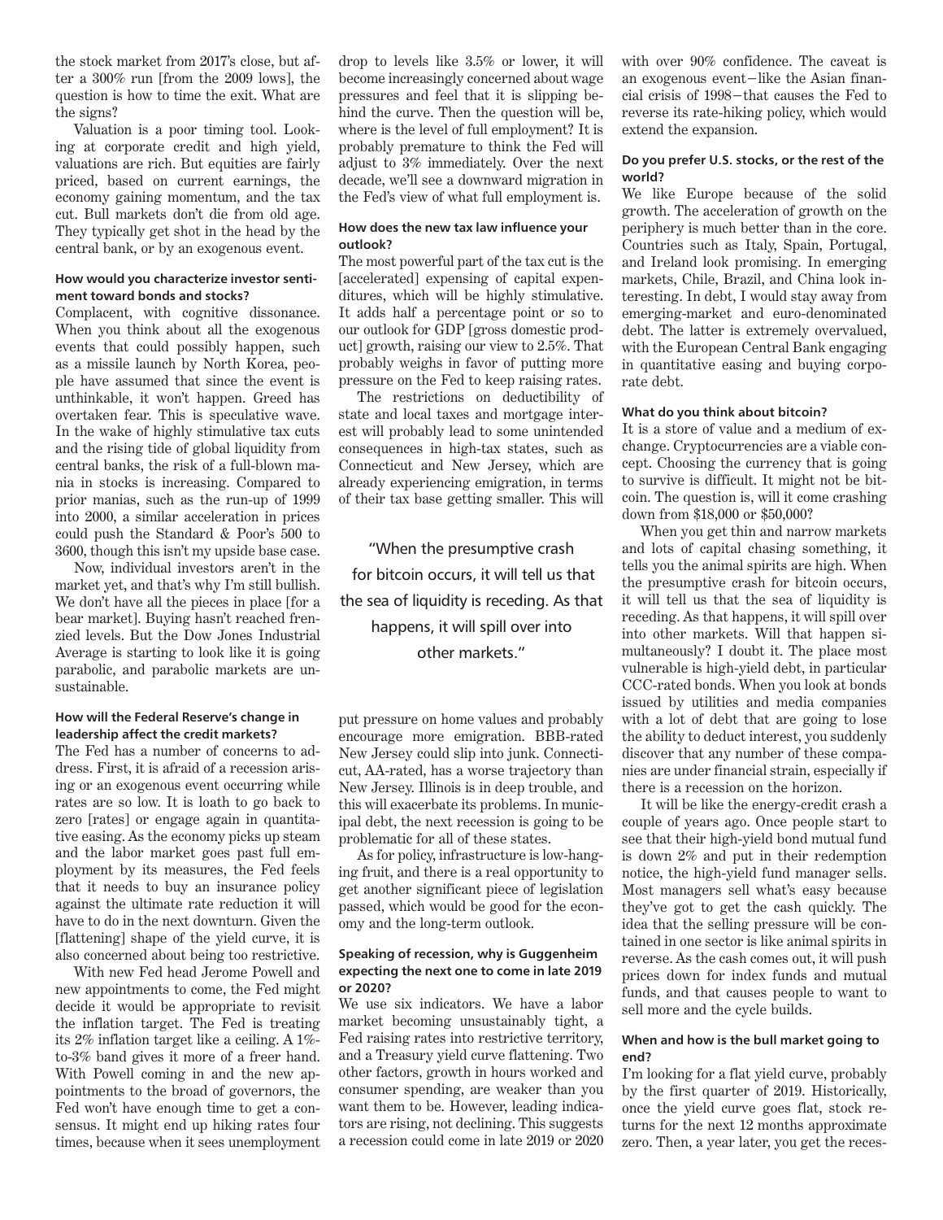the stock market from 2017's close, but after a 300% run [from the 2009 lows], the question is how to time the exit. What are the signs?

Valuation is a poor timing tool. Looking at corporate credit and high yield, valuations are rich. But equities are fairly priced, based on current earnings, the economy gaining momentum, and the tax cut. Bull markets don't die from old age. They typically get shot in the head by the central bank, or by an exogenous event.

**How would you characterize investor sentiment toward bonds and stocks?**

Complacent, with cognitive dissonance. When you think about all the exogenous events that could possibly happen, such as a missile launch by North Korea, people have assumed that since the event is unthinkable, it won't happen. Greed has overtaken fear. This is speculative wave. In the wake of highly stimulative tax cuts and the rising tide of global liquidity from central banks, the risk of a full-blown mania in stocks is increasing. Compared to prior manias, such as the run-up of 1999 into 2000, a similar acceleration in prices could push the Standard & Poor's 500 to 3600, though this isn't my upside base case.

Now, individual investors aren't in the market yet, and that's why I'm still bullish. We don't have all the pieces in place [for a bear market]. Buying hasn't reached frenzied levels. But the Dow Jones Industrial Average is starting to look like it is going parabolic, and parabolic markets are unsustainable.

**How will the Federal Reserve's change in leadership affect the credit markets?**

The Fed has a number of concerns to address. First, it is afraid of a recession arising or an exogenous event occurring while rates are so low. It is loath to go back to zero [rates] or engage again in quantitative easing. As the economy picks up steam and the labor market goes past full employment by its measures, the Fed feels that it needs to buy an insurance policy against the ultimate rate reduction it will have to do in the next downturn. Given the [flattening] shape of the yield curve, it is also concerned about being too restrictive.

With new Fed head Jerome Powell and new appointments to come, the Fed might decide it would be appropriate to revisit the inflation target. The Fed is treating its 2% inflation target like a ceiling. A 1%-to-3% band gives it more of a freer hand. With Powell coming in and the new appointments to the broad of governors, the Fed won't have enough time to get a consensus. It might end up hiking rates four times, because when it sees unemployment drop to levels like 3.5% or lower, it will become increasingly concerned about wage pressures and feel that it is slipping behind the curve. Then the question will be, where is the level of full employment? It is probably premature to think the Fed will adjust to 3% immediately. Over the next decade, we'll see a downward migration in the Fed's view of what full employment is.

**How does the new tax law influence your outlook?**

The most powerful part of the tax cut is the [accelerated] expensing of capital expenditures, which will be highly stimulative. It adds half a percentage point or so to our outlook for GDP [gross domestic product] growth, raising our view to 2.5%. That probably weighs in favor of putting more pressure on the Fed to keep raising rates.

The restrictions on deductibility of state and local taxes and mortgage interest will probably lead to some unintended consequences in high-tax states, such as Connecticut and New Jersey, which are already experiencing emigration, in terms of their tax base getting smaller. This will put pressure on home values and probably encourage more emigration. BBB-rated New Jersey could slip into junk. Connecticut, AA-rated, has a worse trajectory than New Jersey. Illinois is in deep trouble, and this will exacerbate its problems. In municipal debt, the next recession is going to be problematic for all of these states.

As for policy, infrastructure is low-hanging fruit, and there is a real opportunity to get another significant piece of legislation passed, which would be good for the economy and the long-term outlook.

**Speaking of recession, why is Guggenheim expecting the next one to come in late 2019 or 2020?**

We use six indicators. We have a labor market becoming unsustainably tight, a Fed raising rates into restrictive territory, and a Treasury yield curve flattening. Two other factors, growth in hours worked and consumer spending, are weaker than you want them to be. However, leading indicators are rising, not declining. This suggests a recession could come in late 2019 or 2020 with over 90% confidence. The caveat is an exogenous event—like the Asian financial crisis of 1998—that causes the Fed to reverse its rate-hiking policy, which would extend the expansion.

**Do you prefer U.S. stocks, or the rest of the world?**

We like Europe because of the solid growth. The acceleration of growth on the periphery is much better than in the core. Countries such as Italy, Spain, Portugal, and Ireland look promising. In emerging markets, Chile, Brazil, and China look interesting. In debt, I would stay away from emerging-market and euro-denominated debt. The latter is extremely overvalued, with the European Central Bank engaging in quantitative easing and buying corporate debt.

**What do you think about bitcoin?**

It is a store of value and a medium of exchange. Cryptocurrencies are a viable concept. Choosing the currency that is going to survive is difficult. It might not be bitcoin. The question is, will it come crashing down from $18,000 or $50,000?

When you get thin and narrow markets and lots of capital chasing something, it tells you the animal spirits are high. When the presumptive crash for bitcoin occurs, it will tell us that the sea of liquidity is receding. As that happens, it will spill over into other markets. Will that happen simultaneously? I doubt it. The place most vulnerable is high-yield debt, in particular CCC-rated bonds. When you look at bonds issued by utilities and media companies with a lot of debt that are going to lose the ability to deduct interest, you suddenly discover that any number of these companies are under financial strain, especially if there is a recession on the horizon.

It will be like the energy-credit crash a couple of years ago. Once people start to see that their high-yield bond mutual fund is down 2% and put in their redemption notice, the high-yield fund manager sells. Most managers sell what's easy because they've got to get the cash quickly. The idea that the selling pressure will be contained in one sector is like animal spirits in reverse. As the cash comes out, it will push prices down for index funds and mutual funds, and that causes people to want to sell more and the cycle builds.

**When and how is the bull market going to end?**

I'm looking for a flat yield curve, probably by the first quarter of 2019. Historically, once the yield curve goes flat, stock returns for the next 12 months approximate zero. Then, a year later, you get the reces-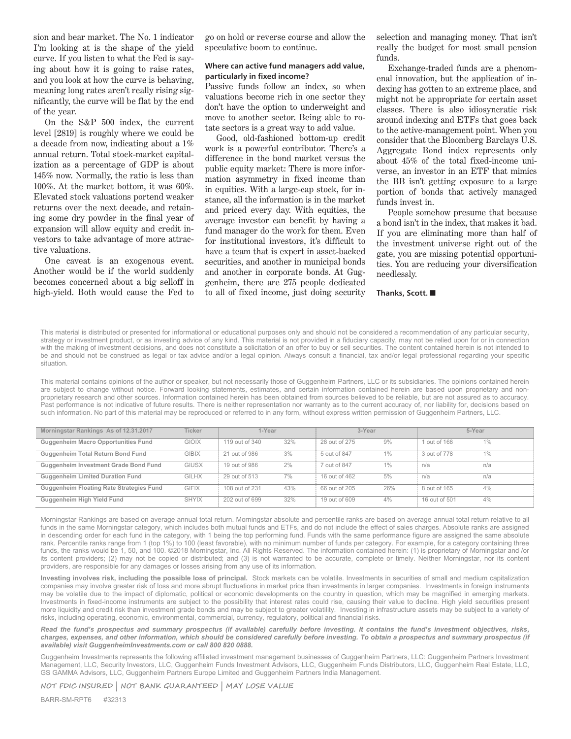sion and bear market. The No. 1 indicator I'm looking at is the shape of the yield curve. If you listen to what the Fed is saying about how it is going to raise rates, and you look at how the curve is behaving, meaning long rates aren't really rising significantly, the curve will be flat by the end of the year.

On the S&P 500 index, the current level [2819] is roughly where we could be a decade from now, indicating about a 1% annual return. Total stock-market capitalization as a percentage of GDP is about 145% now. Normally, the ratio is less than 100%. At the market bottom, it was 60%. Elevated stock valuations portend weaker returns over the next decade, and retaining some dry powder in the final year of expansion will allow equity and credit investors to take advantage of more attractive valuations.

One caveat is an exogenous event. Another would be if the world suddenly becomes concerned about a big selloff in high-yield. Both would cause the Fed to go on hold or reverse course and allow the speculative boom to continue.

**Where can active fund managers add value, particularly in fixed income?**

Passive funds follow an index, so when valuations become rich in one sector they don't have the option to underweight and move to another sector. Being able to rotate sectors is a great way to add value.

Good, old-fashioned bottom-up credit work is a powerful contributor. There's a difference in the bond market versus the public equity market: There is more information asymmetry in fixed income than in equities. With a large-cap stock, for instance, all the information is in the market and priced every day. With equities, the average investor can benefit by having a fund manager do the work for them. Even for institutional investors, it's difficult to have a team that is expert in asset-backed securities, and another in municipal bonds and another in corporate bonds. At Guggenheim, there are 275 people dedicated to all of fixed income, just doing security selection and managing money. That isn't really the budget for most small pension funds.

Exchange-traded funds are a phenomenal innovation, but the application of indexing has gotten to an extreme place, and might not be appropriate for certain asset classes. There is also idiosyncratic risk around indexing and ETFs that goes back to the active-management point. When you consider that the Bloomberg Barclays U.S. Aggregate Bond index represents only about 45% of the total fixed-income universe, an investor in an ETF that mimics the BB isn't getting exposure to a large portion of bonds that actively managed funds invest in.

People somehow presume that because a bond isn't in the index, that makes it bad. If you are eliminating more than half of the investment universe right out of the gate, you are missing potential opportunities. You are reducing your diversification needlessly.

**Thanks, Scott.** ■

This material is distributed or presented for informational or educational purposes only and should not be considered a recommendation of any particular security, strategy or investment product, or as investing advice of any kind. This material is not provided in a fiduciary capacity, may not be relied upon for or in connection with the making of investment decisions, and does not constitute a solicitation of an offer to buy or sell securities. The content contained herein is not intended to be and should not be construed as legal or tax advice and/or a legal opinion. Always consult a financial, tax and/or legal professional regarding your specific situation.

This material contains opinions of the author or speaker, but not necessarily those of Guggenheim Partners, LLC or its subsidiaries. The opinions contained herein are subject to change without notice. Forward looking statements, estimates, and certain information contained herein are based upon proprietary and non-proprietary research and other sources. Information contained herein has been obtained from sources believed to be reliable, but are not assured as to accuracy. Past performance is not indicative of future results. There is neither representation nor warranty as to the current accuracy of, nor liability for, decisions based on such information. No part of this material may be reproduced or referred to in any form, without express written permission of Guggenheim Partners, LLC.

| Morningstar Rankings As of 12.31.2017 | Ticker | 1-Year | | 3-Year | | 5-Year | |
|---|---|---|---|---|---|---|---|
| Guggenheim Macro Opportunities Fund | GIOIX | 119 out of 340 | 32% | 28 out of 275 | 9% | 1 out of 168 | 1% |
| Guggenheim Total Return Bond Fund | GIBIX | 21 out of 986 | 3% | 5 out of 847 | 1% | 3 out of 778 | 1% |
| Guggenheim Investment Grade Bond Fund | GIUSX | 19 out of 986 | 2% | 7 out of 847 | 1% | n/a | n/a |
| Guggenheim Limited Duration Fund | GILHX | 29 out of 513 | 7% | 16 out of 462 | 5% | n/a | n/a |
| Guggenheim Floating Rate Strategies Fund | GIFIX | 108 out of 231 | 43% | 66 out of 205 | 26% | 8 out of 165 | 4% |
| Guggenheim High Yield Fund | SHYIX | 202 out of 699 | 32% | 19 out of 609 | 4% | 16 out of 501 | 4% |

Morningstar Rankings are based on average annual total return. Morningstar absolute and percentile ranks are based on average annual total return relative to all funds in the same Morningstar category, which includes both mutual funds and ETFs, and do not include the effect of sales charges. Absolute ranks are assigned in descending order for each fund in the category, with 1 being the top performing fund. Funds with the same performance figure are assigned the same absolute rank. Percentile ranks range from 1 (top 1%) to 100 (least favorable), with no minimum number of funds per category. For example, for a category containing three funds, the ranks would be 1, 50, and 100. ©2018 Morningstar, Inc. All Rights Reserved. The information contained herein: (1) is proprietary of Morningstar and /or its content providers; (2) may not be copied or distributed; and (3) is not warranted to be accurate, complete or timely. Neither Morningstar, nor its content providers, are responsible for any damages or losses arising from any use of its information.

**Investing involves risk, including the possible loss of principal.** Stock markets can be volatile. Investments in securities of small and medium capitalization companies may involve greater risk of loss and more abrupt fluctuations in market price than investments in larger companies. Investments in foreign instruments may be volatile due to the impact of diplomatic, political or economic developments on the country in question, which may be magnified in emerging markets. Investments in fixed-income instruments are subject to the possibility that interest rates could rise, causing their value to decline. High yield securities present more liquidity and credit risk than investment grade bonds and may be subject to greater volatility. Investing in infrastructure assets may be subject to a variety of risks, including operating, economic, environmental, commercial, currency, regulatory, political and financial risks.

***Read the fund's prospectus and summary prospectus (if available) carefully before investing. It contains the fund's investment objectives, risks, charges, expenses, and other information, which should be considered carefully before investing. To obtain a prospectus and summary prospectus (if available) visit GuggenheimInvestments.com or call 800 820 0888.***

Guggenheim Investments represents the following affiliated investment management businesses of Guggenheim Partners, LLC: Guggenheim Partners Investment Management, LLC, Security Investors, LLC, Guggenheim Funds Investment Advisors, LLC, Guggenheim Funds Distributors, LLC, Guggenheim Real Estate, LLC, GS GAMMA Advisors, LLC, Guggenheim Partners Europe Limited and Guggenheim Partners India Management.

NOT FDIC INSURED | NOT BANK GUARANTEED | MAY LOSE VALUE

BARR-SM-RPT6 #32313